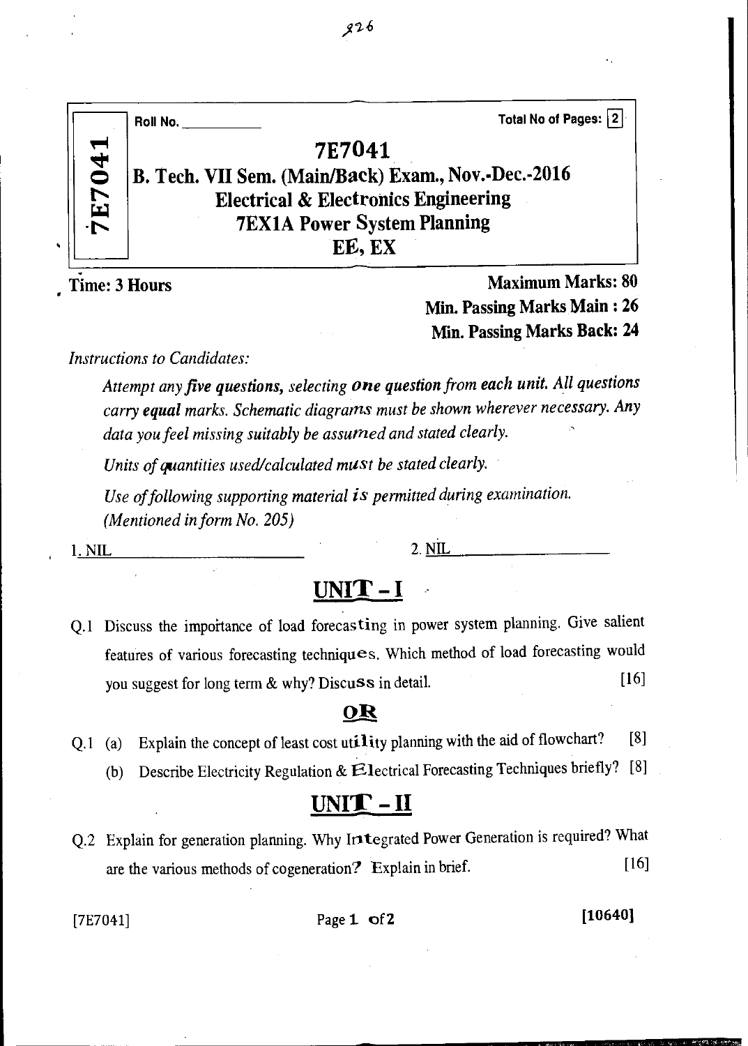Roll No. \_\_\_\_\_\_\_\_\_\_ Total No of Pages: 2

# 7E7041

## B. Tech. VII Sem. (Main/Back) Exam., Nov.-Dec.-2016
## Electrical & Electronics Engineering
## 7EX1A Power System Planning
## EE, EX

**Time: 3 Hours** **Maximum Marks: 80**
**Min. Passing Marks Main : 26**
**Min. Passing Marks Back: 24**

*Instructions to Candidates:*

*Attempt any **five questions**, selecting **one** question from each unit. All questions carry **equal** marks. Schematic diagrams must be shown wherever necessary. Any data you feel missing suitably be assumed and stated clearly.*

*Units of quantities used/calculated must be stated clearly.*

*Use of following supporting material is permitted during examination. (Mentioned in form No. 205)*

1. NIL 2. NIL

## UNIT - I

Q.1 Discuss the importance of load forecasting in power system planning. Give salient features of various forecasting techniques. Which method of load forecasting would you suggest for long term & why? Discuss in detail. [16]

**OR**

Q.1 (a) Explain the concept of least cost utility planning with the aid of flowchart? [8]

(b) Describe Electricity Regulation & Electrical Forecasting Techniques briefly? [8]

## UNIT - II

Q.2 Explain for generation planning. Why Integrated Power Generation is required? What are the various methods of cogeneration? Explain in brief. [16]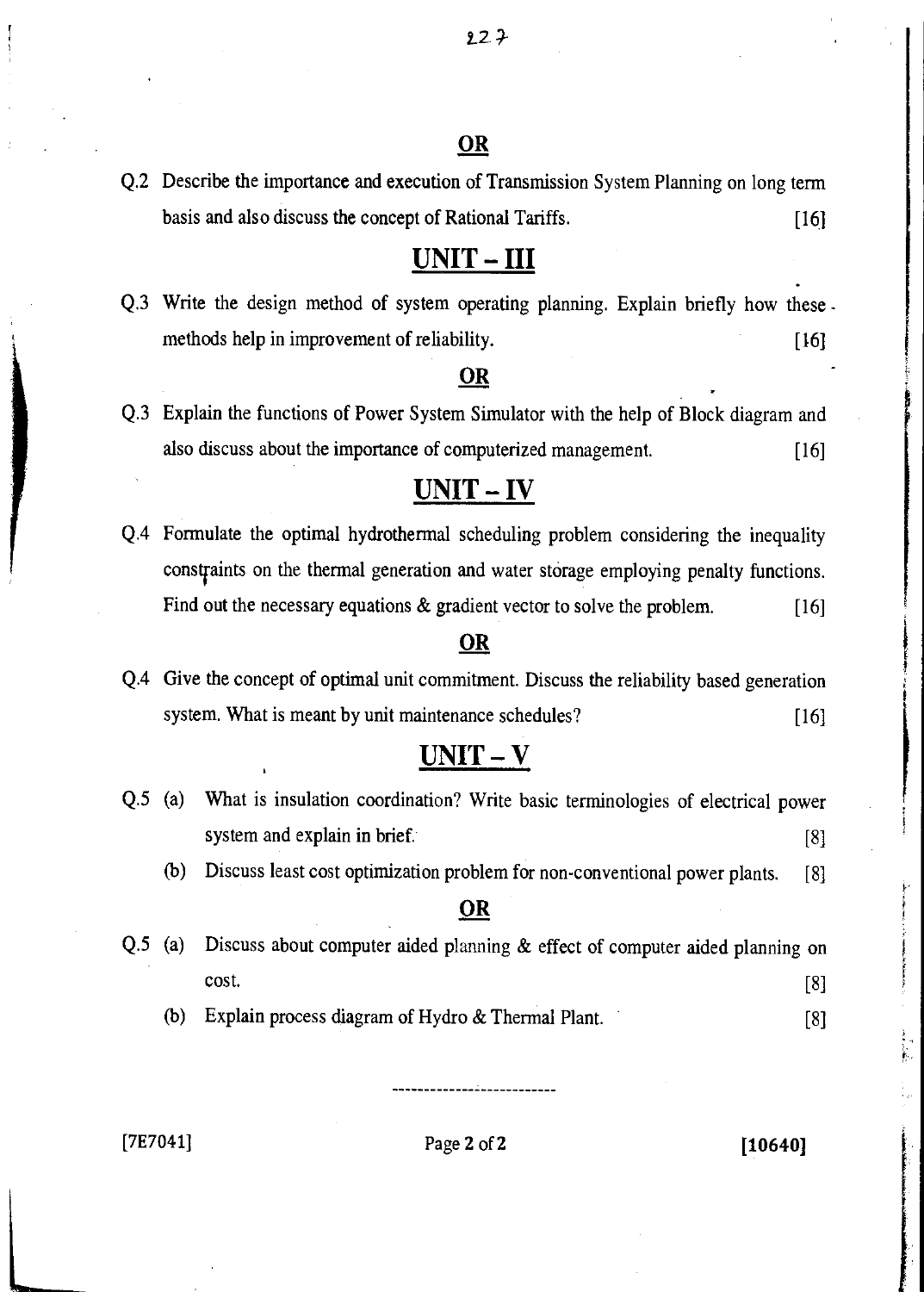**OR**

Q.2 Describe the importance and execution of Transmission System Planning on long term basis and also discuss the concept of Rational Tariffs. [16]

## UNIT – III

Q.3 Write the design method of system operating planning. Explain briefly how these methods help in improvement of reliability. [16]

**OR**

Q.3 Explain the functions of Power System Simulator with the help of Block diagram and also discuss about the importance of computerized management. [16]

## UNIT – IV

Q.4 Formulate the optimal hydrothermal scheduling problem considering the inequality constraints on the thermal generation and water storage employing penalty functions. Find out the necessary equations & gradient vector to solve the problem. [16]

**OR**

Q.4 Give the concept of optimal unit commitment. Discuss the reliability based generation system. What is meant by unit maintenance schedules? [16]

## UNIT – V

Q.5 (a) What is insulation coordination? Write basic terminologies of electrical power system and explain in brief. [8]

(b) Discuss least cost optimization problem for non-conventional power plants. [8]

**OR**

Q.5 (a) Discuss about computer aided planning & effect of computer aided planning on cost. [8]

(b) Explain process diagram of Hydro & Thermal Plant. [8]

[7E7041] [10640]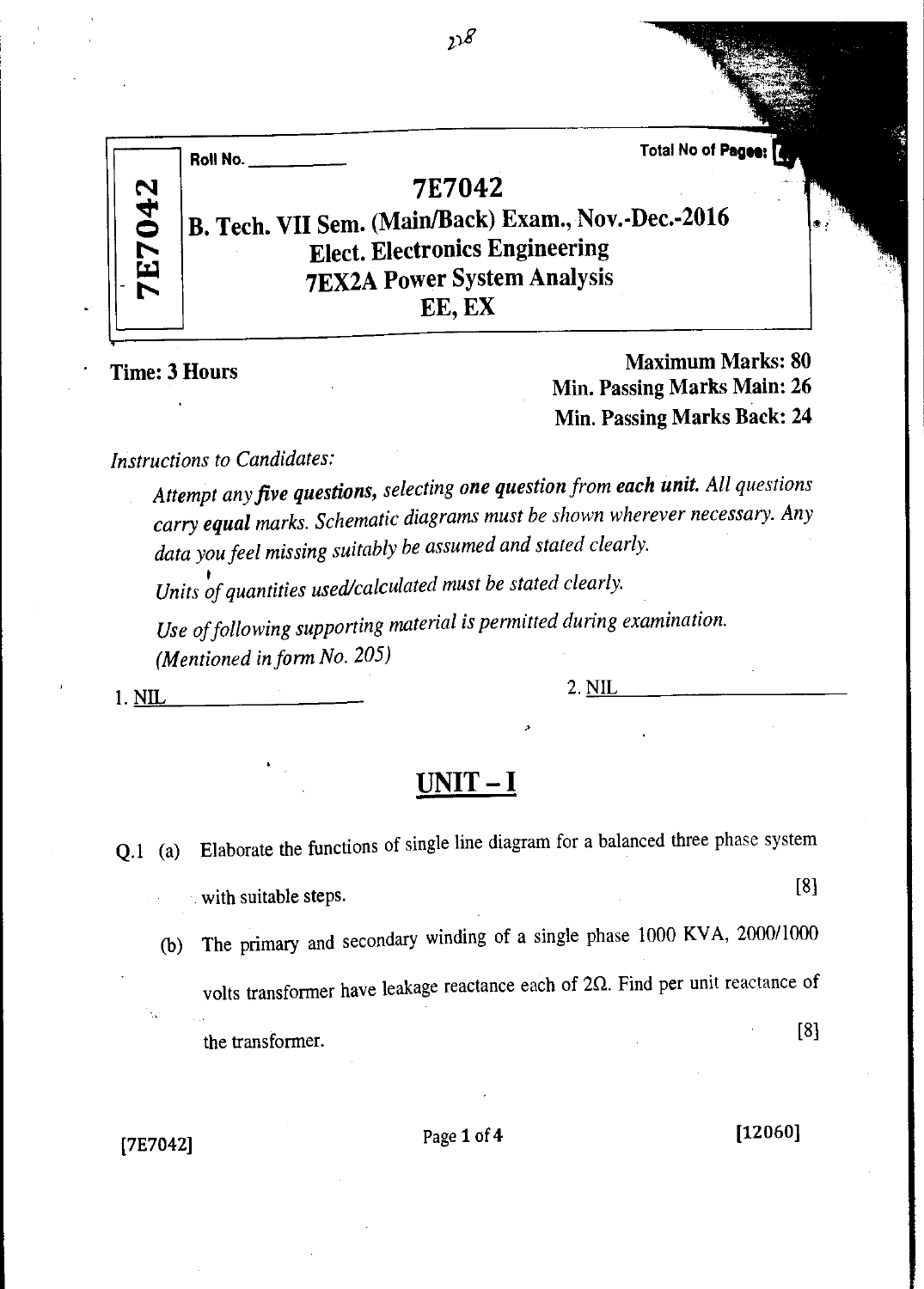Roll No. ____________ Total No of Pages: 4

# 7E7042

## B. Tech. VII Sem. (Main/Back) Exam., Nov.-Dec.-2016
## Elect. Electronics Engineering
## 7EX2A Power System Analysis
## EE, EX

**Time: 3 Hours**

**Maximum Marks: 80**
**Min. Passing Marks Main: 26**
**Min. Passing Marks Back: 24**

*Instructions to Candidates:*

*Attempt any **five questions**, selecting **one question** from **each unit**. All questions carry **equal** marks. Schematic diagrams must be shown wherever necessary. Any data you feel missing suitably be assumed and stated clearly.*

*Units of quantities used/calculated must be stated clearly.*

*Use of following supporting material is permitted during examination. (Mentioned in form No. 205)*

1. NIL 2. NIL

## UNIT – I

Q.1 (a) Elaborate the functions of single line diagram for a balanced three phase system with suitable steps. [8]

(b) The primary and secondary winding of a single phase 1000 KVA, 2000/1000 volts transformer have leakage reactance each of 2Ω. Find per unit reactance of the transformer. [8]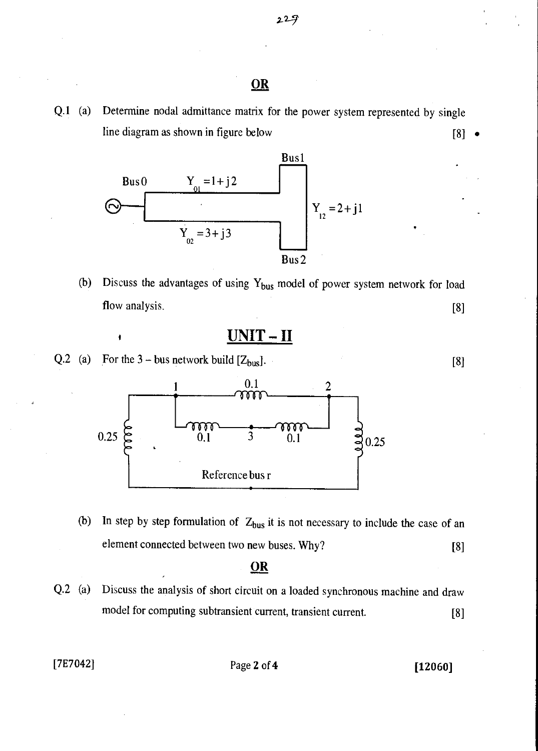**OR**

Q.1 (a) Determine nodal admittance matrix for the power system represented by single line diagram as shown in figure below [8]

Bus1

Bus0 $Y_{01} = 1 + j2$

$Y_{12} = 2 + j1$

$Y_{02} = 3 + j3$

Bus2

(b) Discuss the advantages of using $Y_{bus}$ model of power system network for load flow analysis. [8]

## UNIT – II

Q.2 (a) For the 3 – bus network build $[Z_{bus}]$. [8]

1 0.1 2

0.25 0.1 3 0.1 0.25

Reference bus r

(b) In step by step formulation of $Z_{bus}$ it is not necessary to include the case of an element connected between two new buses. Why? [8]

**OR**

Q.2 (a) Discuss the analysis of short circuit on a loaded synchronous machine and draw model for computing subtransient current, transient current. [8]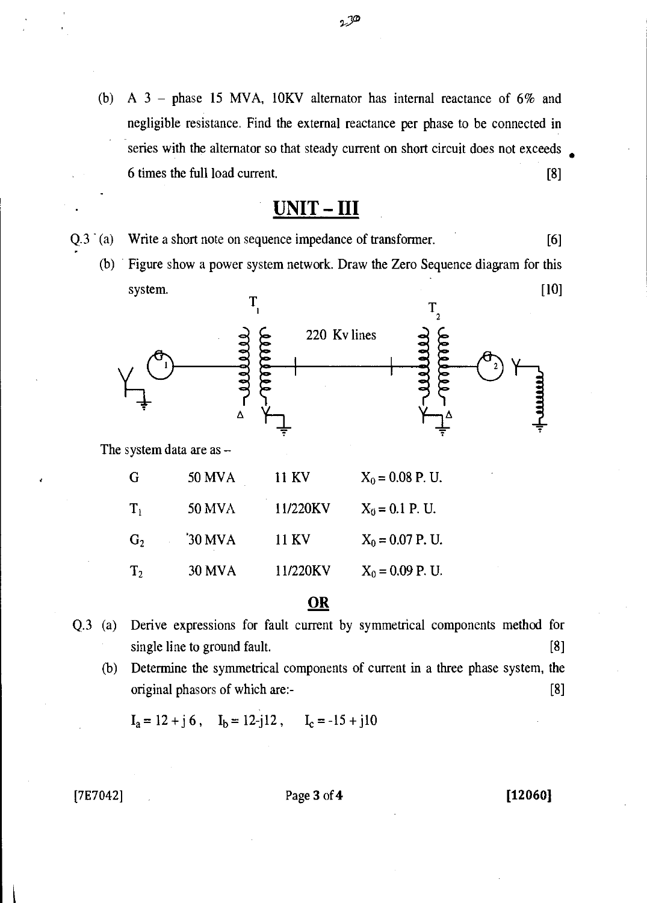(b) A 3 – phase 15 MVA, 10KV alternator has internal reactance of 6% and negligible resistance. Find the external reactance per phase to be connected in series with the alternator so that steady current on short circuit does not exceeds 6 times the full load current. [8]

## UNIT – III

Q.3 (a) Write a short note on sequence impedance of transformer. [6]

(b) Figure show a power system network. Draw the Zero Sequence diagram for this system. [10]

The system data are as –

| | | | |
|---|---|---|---|
| G | 50 MVA | 11 KV | $X_0 = 0.08$ P. U. |
| $T_1$ | 50 MVA | 11/220KV | $X_0 = 0.1$ P. U. |
| $G_2$ | 30 MVA | 11 KV | $X_0 = 0.07$ P. U. |
| $T_2$ | 30 MVA | 11/220KV | $X_0 = 0.09$ P. U. |

**OR**

Q.3 (a) Derive expressions for fault current by symmetrical components method for single line to ground fault. [8]

(b) Determine the symmetrical components of current in a three phase system, the original phasors of which are:- [8]

$I_a = 12 + j6$, $I_b = 12 - j12$, $I_c = -15 + j10$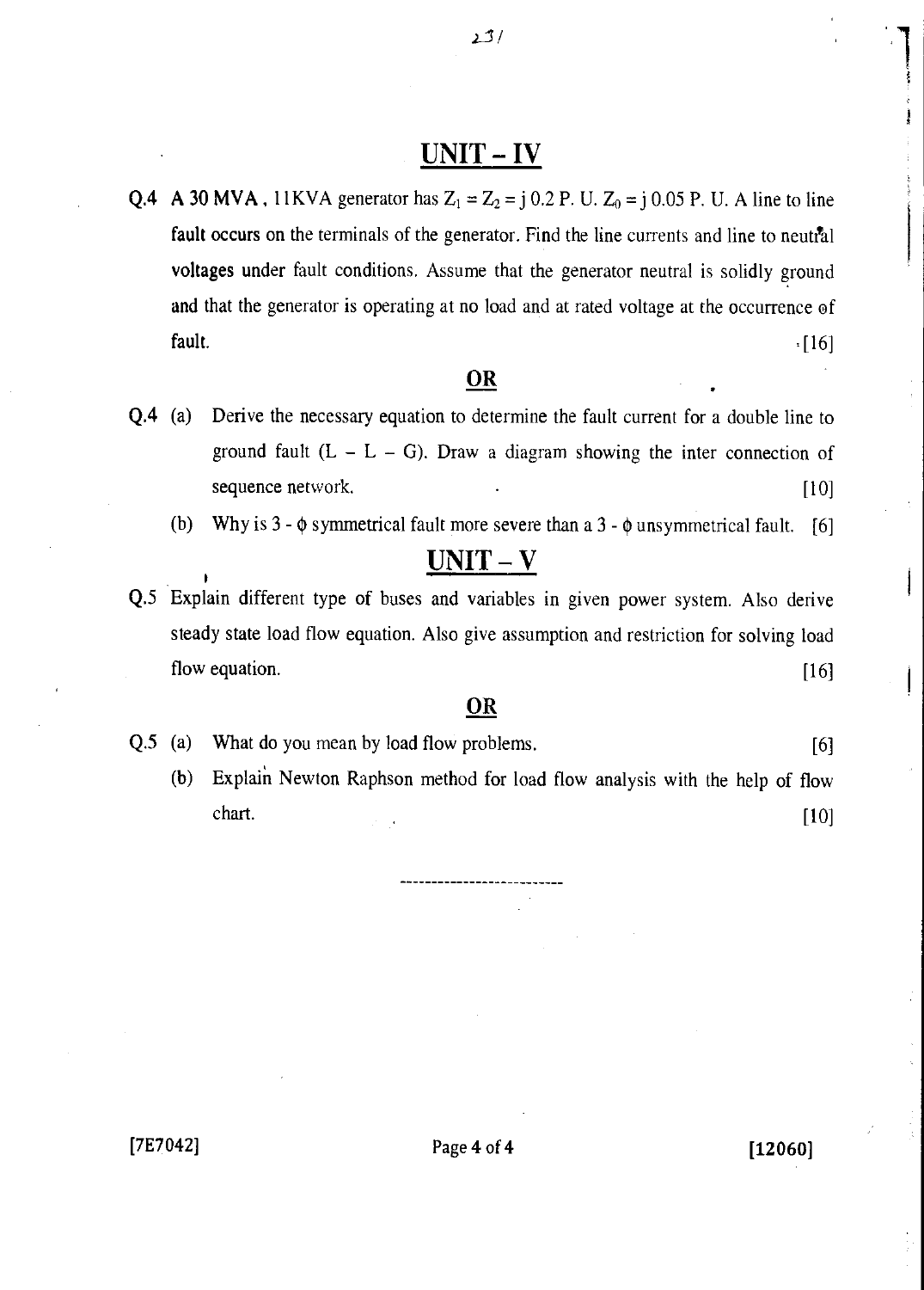## UNIT – IV

**Q.4** A 30 MVA, 11KVA generator has $Z_1 = Z_2 = j\,0.2$ P. U. $Z_0 = j\,0.05$ P. U. A line to line fault occurs on the terminals of the generator. Find the line currents and line to neutral voltages under fault conditions. Assume that the generator neutral is solidly ground and that the generator is operating at no load and at rated voltage at the occurrence of fault. [16]

**OR**

**Q.4** (a) Derive the necessary equation to determine the fault current for a double line to ground fault (L – L – G). Draw a diagram showing the inter connection of sequence network. [10]

(b) Why is 3 - $\phi$ symmetrical fault more severe than a 3 - $\phi$ unsymmetrical fault. [6]

## UNIT – V

**Q.5** Explain different type of buses and variables in given power system. Also derive steady state load flow equation. Also give assumption and restriction for solving load flow equation. [16]

**OR**

**Q.5** (a) What do you mean by load flow problems. [6]

(b) Explain Newton Raphson method for load flow analysis with the help of flow chart. [10]

---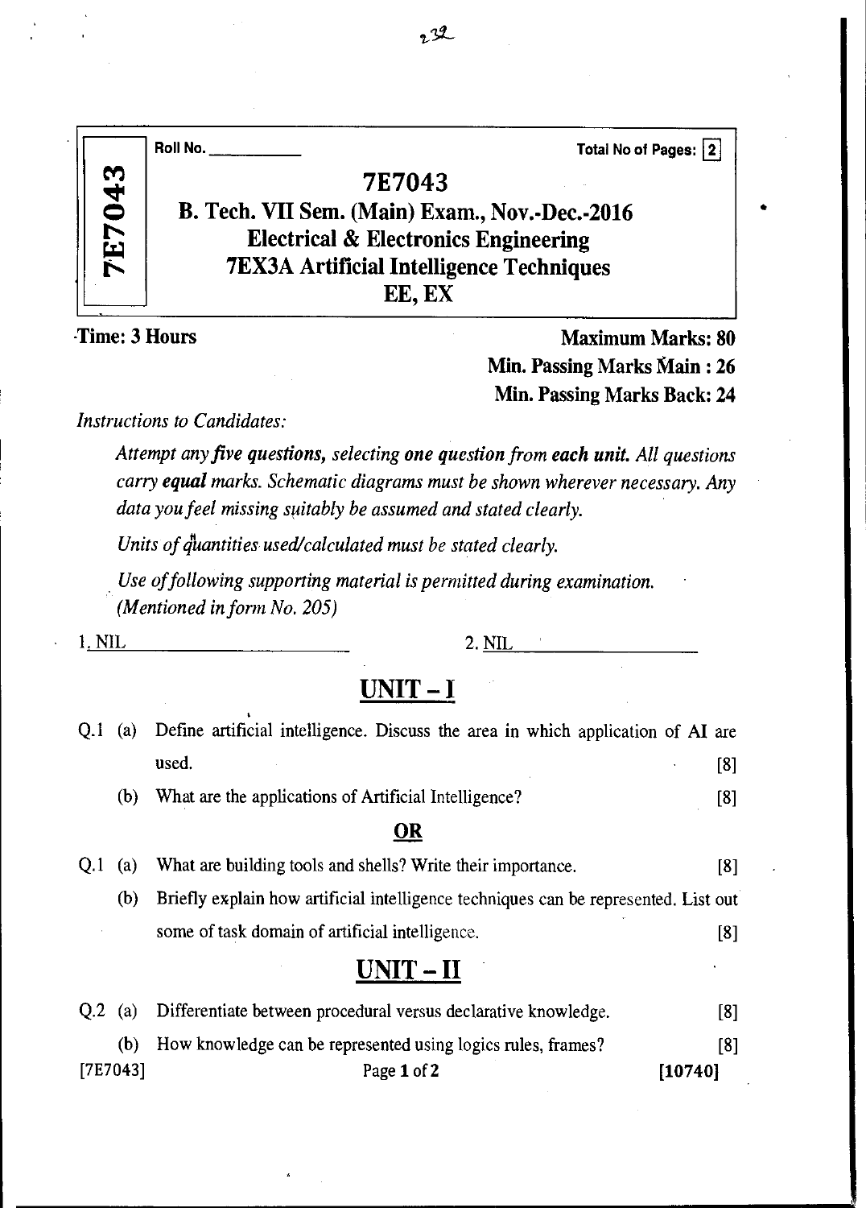Roll No. ____________ Total No of Pages: 2

# 7E7043

## B. Tech. VII Sem. (Main) Exam., Nov.-Dec.-2016
## Electrical & Electronics Engineering
## 7EX3A Artificial Intelligence Techniques
## EE, EX

**Time: 3 Hours** **Maximum Marks: 80**
**Min. Passing Marks Main : 26**
**Min. Passing Marks Back: 24**

*Instructions to Candidates:*

*Attempt any **five questions,** selecting **one question** from **each unit.** All questions carry **equal** marks. Schematic diagrams must be shown wherever necessary. Any data you feel missing suitably be assumed and stated clearly.*

*Units of quantities used/calculated must be stated clearly.*

*Use of following supporting material is permitted during examination. (Mentioned in form No. 205)*

1. NIL 2. NIL

## UNIT – I

Q.1 (a) Define artificial intelligence. Discuss the area in which application of AI are used. [8]

(b) What are the applications of Artificial Intelligence? [8]

**OR**

Q.1 (a) What are building tools and shells? Write their importance. [8]

(b) Briefly explain how artificial intelligence techniques can be represented. List out some of task domain of artificial intelligence. [8]

## UNIT – II

Q.2 (a) Differentiate between procedural versus declarative knowledge. [8]

(b) How knowledge can be represented using logics rules, frames? [8]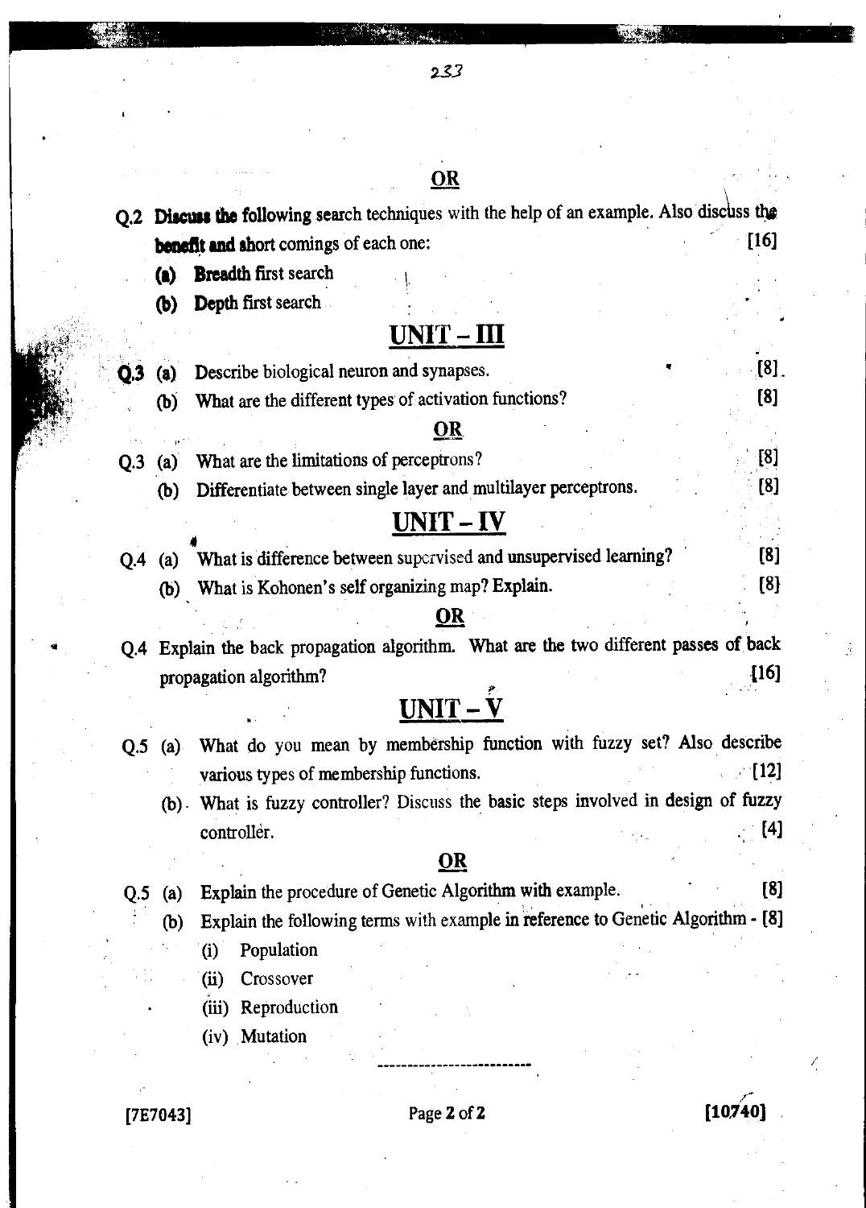**OR**

Q.2 **Discuss the following** search techniques with the help of an example. Also discuss the **benefit and short** comings of each one: [16]

**(a)** **Breadth** first search

**(b)** **Depth** first search

## UNIT – III

**Q.3** (a) Describe biological neuron and synapses. [8]

(b) What are the different types of activation functions? [8]

**OR**

Q.3 (a) What are the limitations of perceptrons? [8]

(b) Differentiate between single layer and multilayer perceptrons. [8]

## UNIT – IV

Q.4 (a) What is difference between supervised and unsupervised learning? [8]

(b) What is Kohonen's self organizing map? Explain. [8]

**OR**

Q.4 Explain the back propagation algorithm. What are the two different passes of back propagation algorithm? [16]

## UNIT – V

Q.5 (a) What do you mean by membership function with fuzzy set? Also describe various types of membership functions. [12]

(b) What is fuzzy controller? Discuss the basic steps involved in design of fuzzy controller. [4]

**OR**

Q.5 (a) Explain the procedure of Genetic Algorithm with example. [8]

(b) Explain the following terms with example in reference to Genetic Algorithm - [8]

(i) Population

(ii) Crossover

(iii) Reproduction

(iv) Mutation

[7E7043] [10740]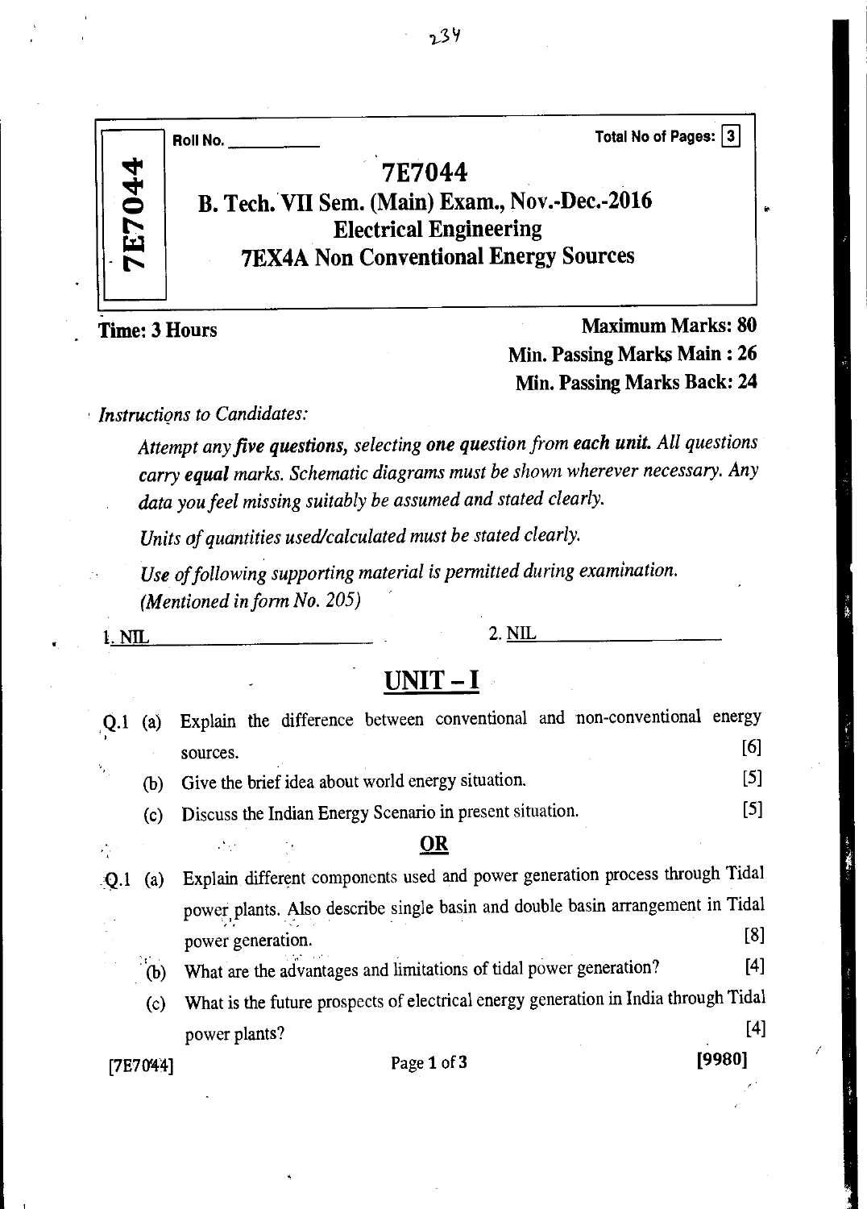Roll No. ___________ 

Total No of Pages: 3

# 7E7044

## B. Tech. VII Sem. (Main) Exam., Nov.-Dec.-2016

## Electrical Engineering

## 7EX4A Non Conventional Energy Sources

**Time: 3 Hours**

**Maximum Marks: 80**
**Min. Passing Marks Main : 26**
**Min. Passing Marks Back: 24**

*Instructions to Candidates:*

*Attempt any **five questions**, selecting **one question** from **each unit**. All questions carry **equal** marks. Schematic diagrams must be shown wherever necessary. Any data you feel missing suitably be assumed and stated clearly.*

*Units of quantities used/calculated must be stated clearly.*

*Use of following supporting material is permitted during examination. (Mentioned in form No. 205)*

1. NIL 2. NIL

## UNIT – I

Q.1 (a) Explain the difference between conventional and non-conventional energy sources. [6]

(b) Give the brief idea about world energy situation. [5]

(c) Discuss the Indian Energy Scenario in present situation. [5]

**OR**

Q.1 (a) Explain different components used and power generation process through Tidal power plants. Also describe single basin and double basin arrangement in Tidal power generation. [8]

(b) What are the advantages and limitations of tidal power generation? [4]

(c) What is the future prospects of electrical energy generation in India through Tidal power plants? [4]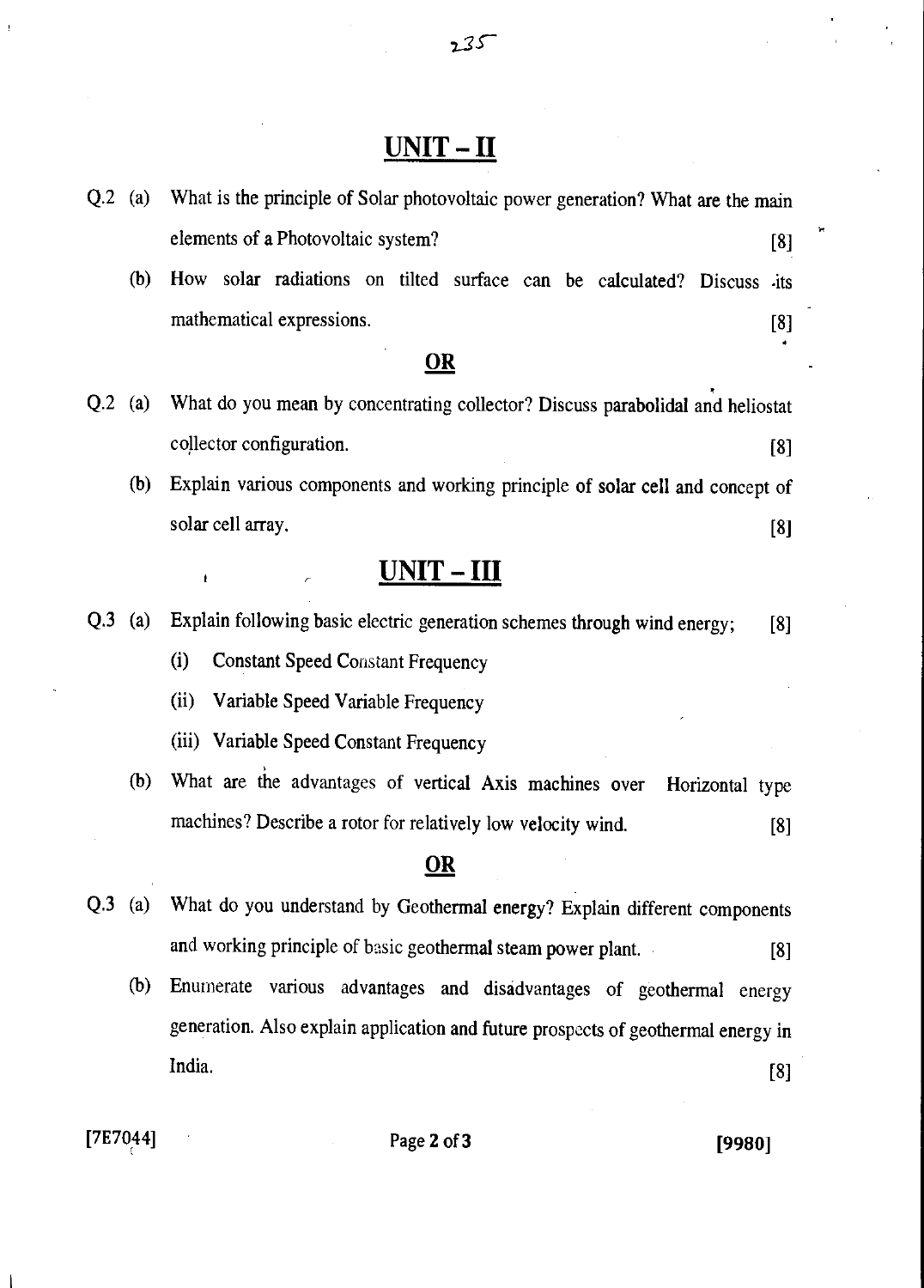## UNIT – II

Q.2 (a) What is the principle of Solar photovoltaic power generation? What are the main elements of a Photovoltaic system? [8]

(b) How solar radiations on tilted surface can be calculated? Discuss its mathematical expressions. [8]

**OR**

Q.2 (a) What do you mean by concentrating collector? Discuss parabolidal and heliostat collector configuration. [8]

(b) Explain various components and working principle of solar cell and concept of solar cell array. [8]

## UNIT – III

Q.3 (a) Explain following basic electric generation schemes through wind energy; [8]

(i) Constant Speed Constant Frequency

(ii) Variable Speed Variable Frequency

(iii) Variable Speed Constant Frequency

(b) What are the advantages of vertical Axis machines over Horizontal type machines? Describe a rotor for relatively low velocity wind. [8]

**OR**

Q.3 (a) What do you understand by Geothermal energy? Explain different components and working principle of basic geothermal steam power plant. [8]

(b) Enumerate various advantages and disadvantages of geothermal energy generation. Also explain application and future prospects of geothermal energy in India. [8]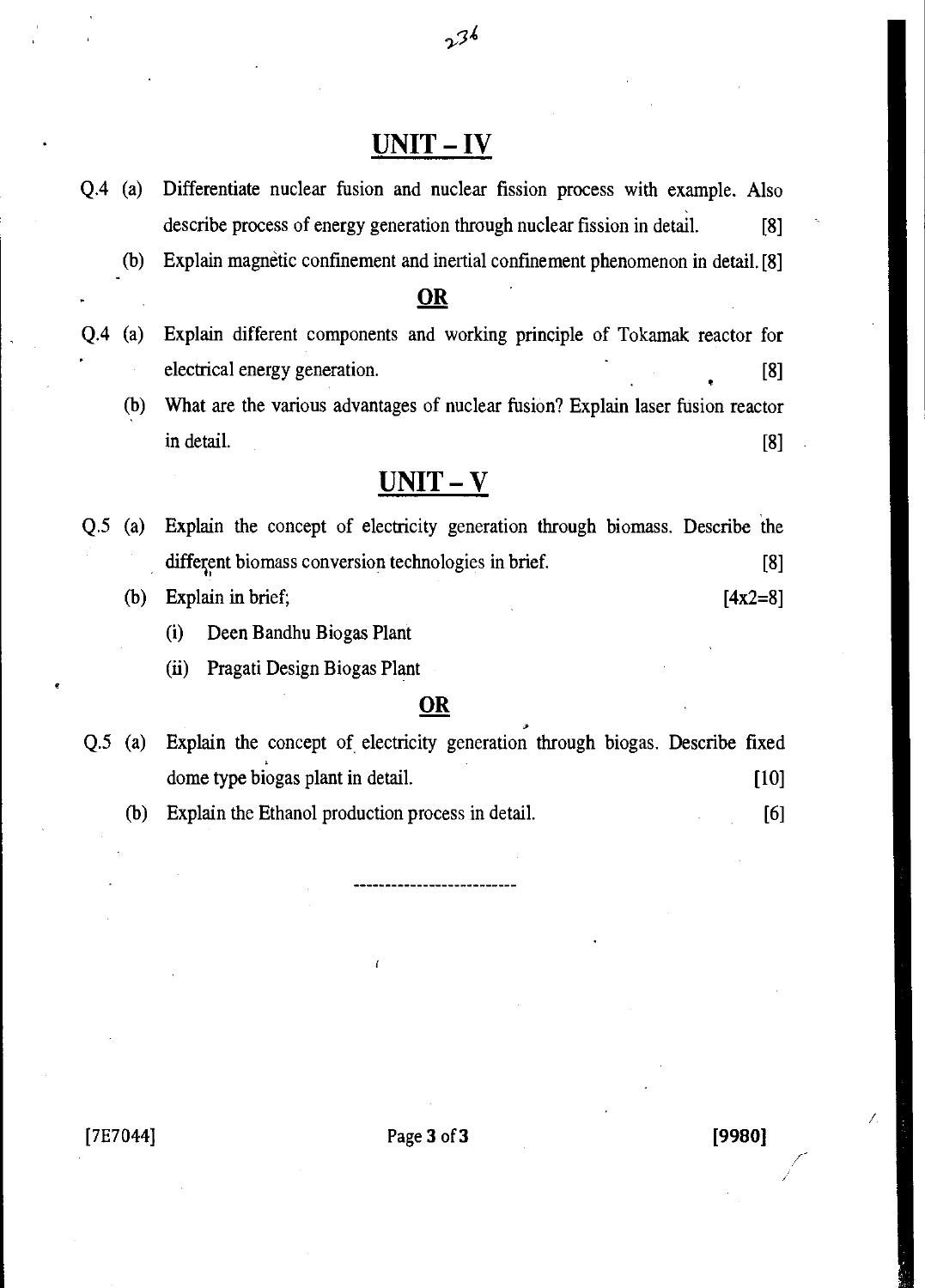## UNIT – IV

Q.4 (a) Differentiate nuclear fusion and nuclear fission process with example. Also describe process of energy generation through nuclear fission in detail. [8]

(b) Explain magnetic confinement and inertial confinement phenomenon in detail. [8]

**OR**

Q.4 (a) Explain different components and working principle of Tokamak reactor for electrical energy generation. [8]

(b) What are the various advantages of nuclear fusion? Explain laser fusion reactor in detail. [8]

## UNIT – V

Q.5 (a) Explain the concept of electricity generation through biomass. Describe the different biomass conversion technologies in brief. [8]

(b) Explain in brief; [4x2=8]

(i) Deen Bandhu Biogas Plant

(ii) Pragati Design Biogas Plant

**OR**

Q.5 (a) Explain the concept of electricity generation through biogas. Describe fixed dome type biogas plant in detail. [10]

(b) Explain the Ethanol production process in detail. [6]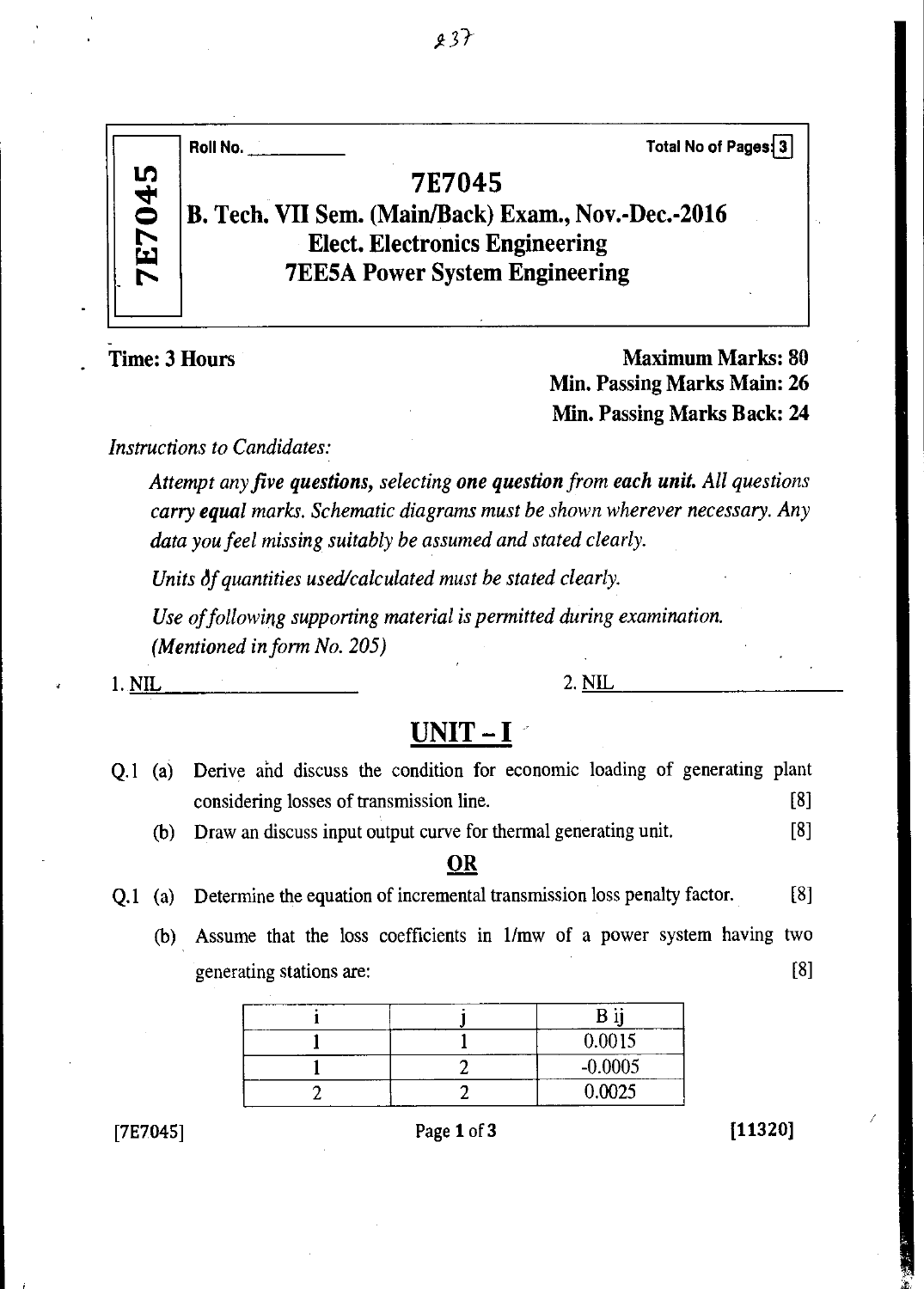Roll No. \_\_\_\_\_\_\_\_\_\_ Total No of Pages: 3

# 7E7045

## B. Tech. VII Sem. (Main/Back) Exam., Nov.-Dec.-2016

## Elect. Electronics Engineering

## 7EE5A Power System Engineering

**Time: 3 Hours**

**Maximum Marks: 80**
**Min. Passing Marks Main: 26**
**Min. Passing Marks Back: 24**

*Instructions to Candidates:*

*Attempt any five **questions,** selecting **one question from each unit.** All questions carry **equal** marks. Schematic diagrams must be shown wherever necessary. Any data you feel missing suitably be assumed and stated clearly.*

*Units of quantities used/calculated must be stated clearly.*

*Use of following supporting material is permitted during examination. (Mentioned in form No. 205)*

1. NIL
2. NIL

## UNIT – I

Q.1 (a) Derive and discuss the condition for economic loading of generating plant considering losses of transmission line. [8]

(b) Draw an discuss input output curve for thermal generating unit. [8]

**OR**

Q.1 (a) Determine the equation of incremental transmission loss penalty factor. [8]

(b) Assume that the loss coefficients in 1/mw of a power system having two generating stations are: [8]

| i | j | B ij |
|---|---|---|
| 1 | 1 | 0.0015 |
| 1 | 2 | -0.0005 |
| 2 | 2 | 0.0025 |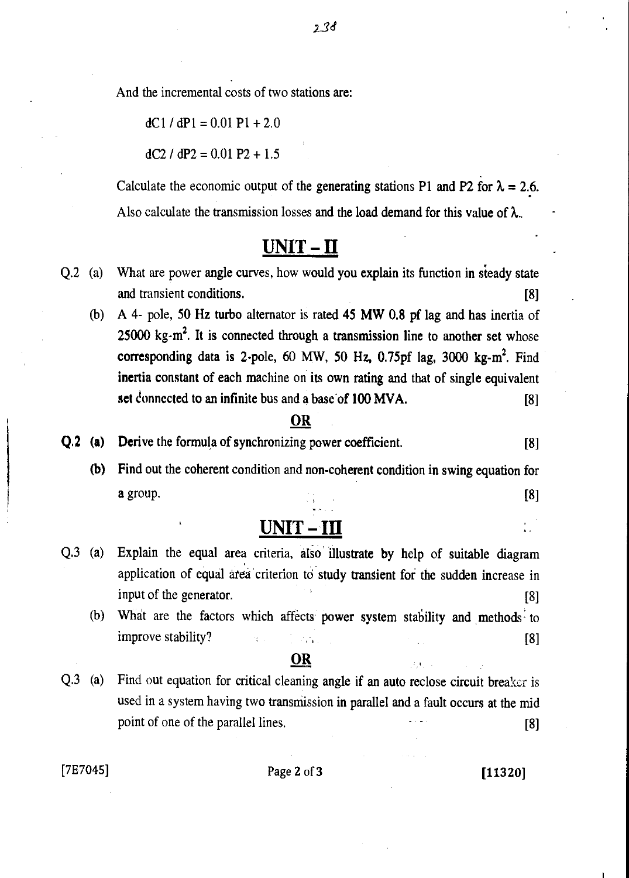And the incremental costs of two stations are:

$dC1 / dP1 = 0.01\ P1 + 2.0$

$dC2 / dP2 = 0.01\ P2 + 1.5$

Calculate the economic output of the generating stations P1 and P2 for $\lambda = 2.6$. Also calculate the transmission losses and the load demand for this value of $\lambda$.

## UNIT – II

Q.2 (a) What are power angle curves, how would you explain its function in steady state and transient conditions. [8]

(b) A 4- pole, 50 Hz turbo alternator is rated 45 MW 0.8 pf lag and has inertia of 25000 kg-m$^2$. It is connected through a transmission line to another set whose corresponding data is 2-pole, 60 MW, 50 Hz, 0.75pf lag, 3000 kg-m$^2$. Find inertia constant of each machine on its own rating and that of single equivalent set connected to an infinite bus and a base of 100 MVA. [8]

**OR**

**Q.2 (a) Derive the formula of synchronizing power coefficient. [8]**

**(b) Find out the coherent condition and non-coherent condition in swing equation for a group. [8]**

## UNIT – III

Q.3 (a) Explain the equal area criteria, also illustrate by help of suitable diagram application of equal area criterion to study transient for the sudden increase in input of the generator. [8]

(b) What are the factors which affects power system stability and methods to improve stability? [8]

**OR**

Q.3 (a) Find out equation for critical cleaning angle if an auto reclose circuit breaker is used in a system having two transmission in parallel and a fault occurs at the mid point of one of the parallel lines. [8]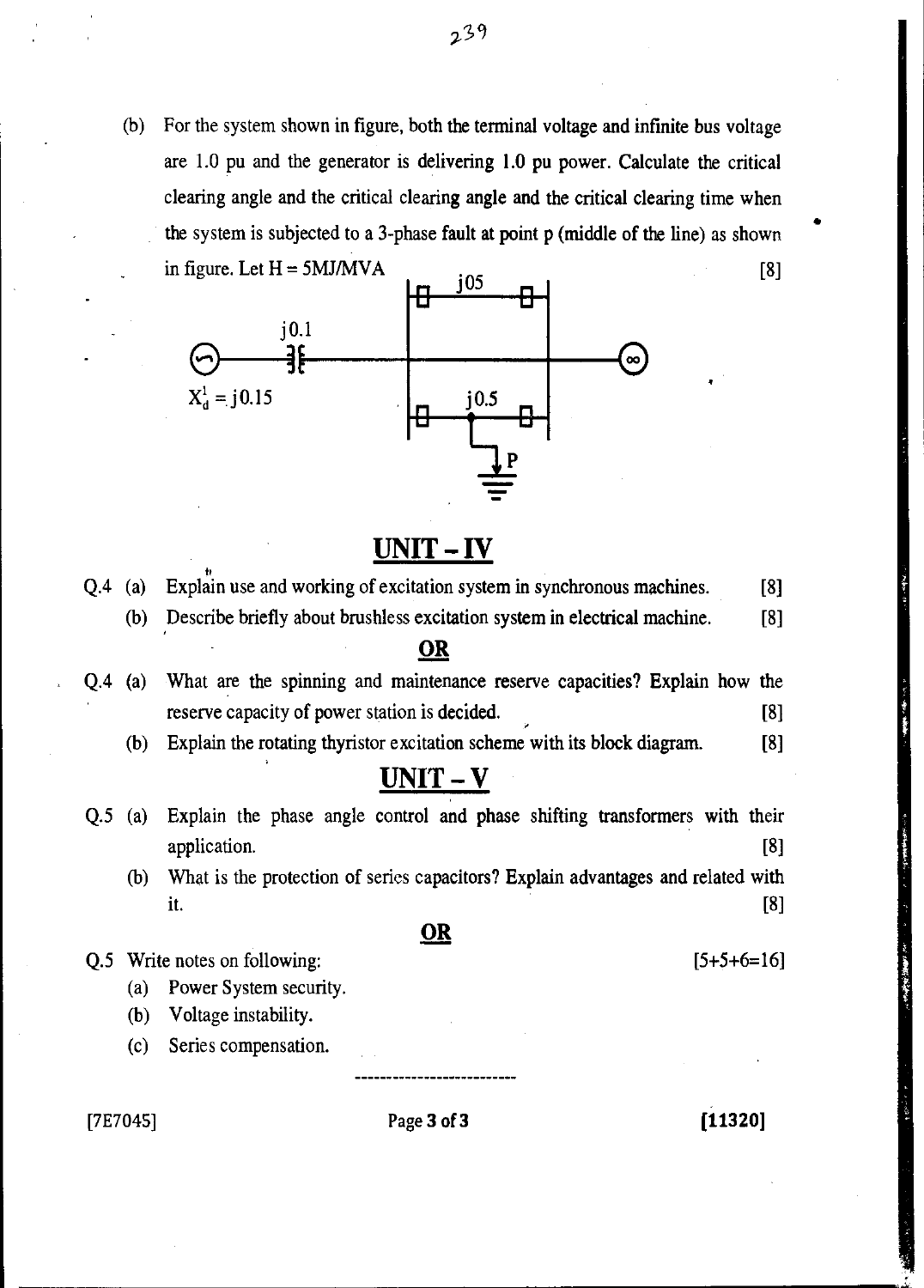(b) For the system shown in figure, both the terminal voltage and infinite bus voltage are 1.0 pu and the generator is delivering 1.0 pu power. Calculate the critical clearing angle and the critical clearing angle and the critical clearing time when the system is subjected to a 3-phase fault at point p (middle of the line) as shown in figure. Let H = 5MJ/MVA [8]

j05

j0.1

$X_d^1 = j0.15$

j0.5

P

## UNIT – IV

Q.4 (a) Explain use and working of excitation system in synchronous machines. [8]

(b) Describe briefly about brushless excitation system in electrical machine. [8]

**OR**

Q.4 (a) What are the spinning and maintenance reserve capacities? Explain how the reserve capacity of power station is decided. [8]

(b) Explain the rotating thyristor excitation scheme with its block diagram. [8]

## UNIT – V

Q.5 (a) Explain the phase angle control and phase shifting transformers with their application. [8]

(b) What is the protection of series capacitors? Explain advantages and related with it. [8]

**OR**

Q.5 Write notes on following: [5+5+6=16]

(a) Power System security.

(b) Voltage instability.

(c) Series compensation.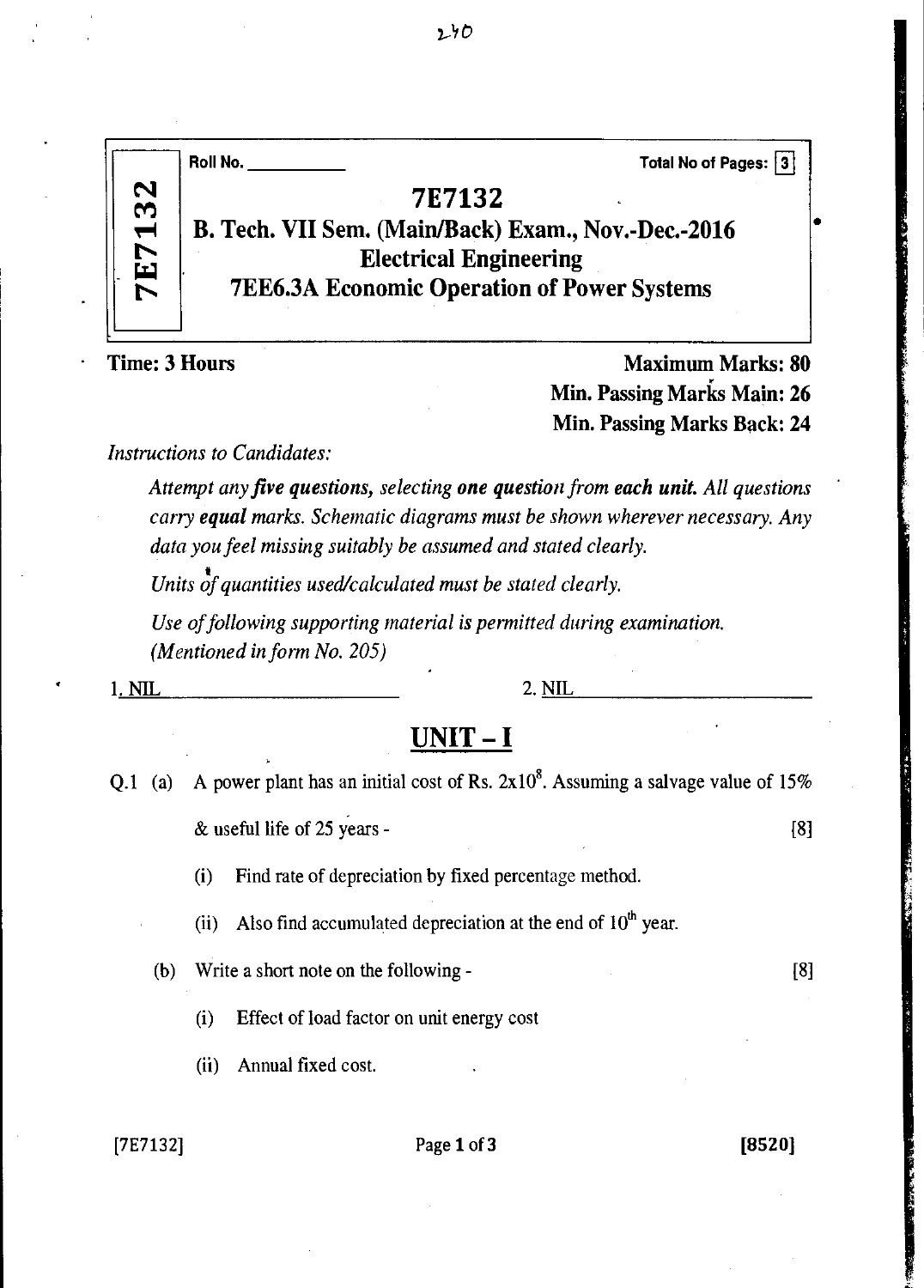Roll No. ___________ Total No of Pages: 3

# 7E7132

## B. Tech. VII Sem. (Main/Back) Exam., Nov.-Dec.-2016
## Electrical Engineering
## 7EE6.3A Economic Operation of Power Systems

**Time: 3 Hours** **Maximum Marks: 80**
**Min. Passing Marks Main: 26**
**Min. Passing Marks Back: 24**

*Instructions to Candidates:*

*Attempt any **five questions**, selecting **one question** from **each unit**. All questions carry **equal** marks. Schematic diagrams must be shown wherever necessary. Any data you feel missing suitably be assumed and stated clearly.*

*Units of quantities used/calculated must be stated clearly.*

*Use of following supporting material is permitted during examination. (Mentioned in form No. 205)*

1. NIL 2. NIL

## UNIT – I

Q.1 (a) A power plant has an initial cost of Rs. $2 \times 10^8$. Assuming a salvage value of 15% & useful life of 25 years - [8]

(i) Find rate of depreciation by fixed percentage method.

(ii) Also find accumulated depreciation at the end of $10^{th}$ year.

(b) Write a short note on the following - [8]

(i) Effect of load factor on unit energy cost

(ii) Annual fixed cost.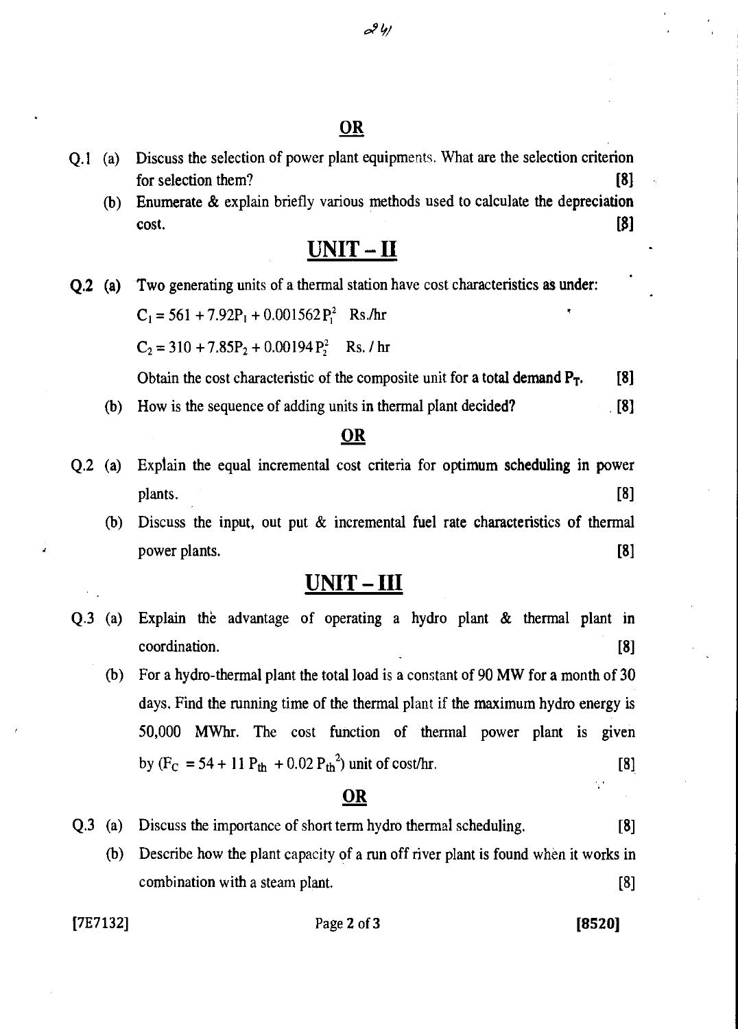**OR**

Q.1 (a) Discuss the selection of power plant equipments. What are the selection criterion for selection them? **[8]**

(b) Enumerate & explain briefly various methods used to calculate the depreciation cost. **[8]**

## UNIT – II

**Q.2 (a)** Two generating units of a thermal station have cost characteristics as under:

$C_1 = 561 + 7.92P_1 + 0.001562P_1^2$ Rs./hr

$C_2 = 310 + 7.85P_2 + 0.00194P_2^2$ Rs. / hr

Obtain the cost characteristic of the composite unit for a total demand $P_T$. **[8]**

(b) How is the sequence of adding units in thermal plant decided? **[8]**

**OR**

Q.2 (a) Explain the equal incremental cost criteria for optimum scheduling in power plants. **[8]**

(b) Discuss the input, out put & incremental fuel rate characteristics of thermal power plants. **[8]**

## UNIT – III

Q.3 (a) Explain the advantage of operating a hydro plant & thermal plant in coordination. **[8]**

(b) For a hydro-thermal plant the total load is a constant of 90 MW for a month of 30 days. Find the running time of the thermal plant if the maximum hydro energy is 50,000 MWhr. The cost function of thermal power plant is given by ($F_C = 54 + 11 P_{th} + 0.02 P_{th}^2$) unit of cost/hr. **[8]**

**OR**

Q.3 (a) Discuss the importance of short term hydro thermal scheduling. **[8]**

(b) Describe how the plant capacity of a run off river plant is found when it works in combination with a steam plant. **[8]**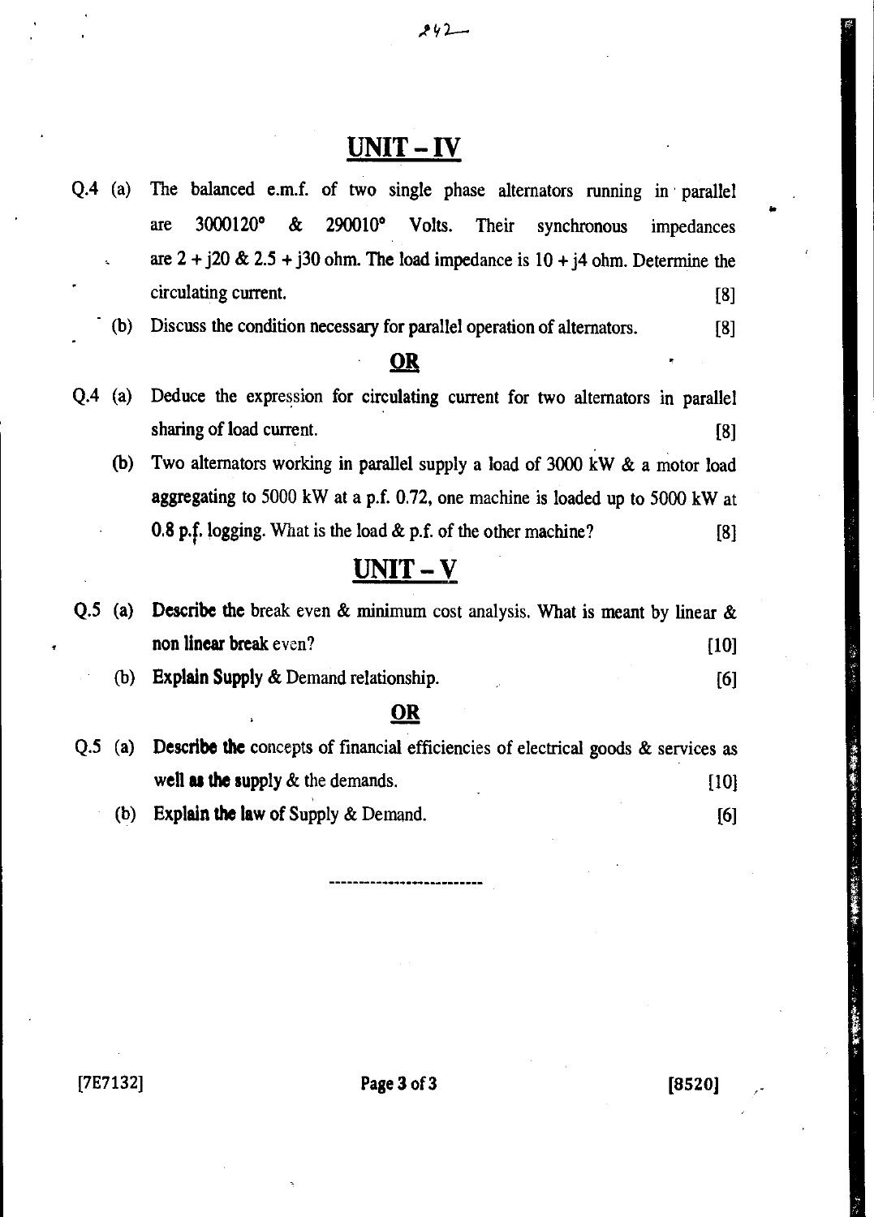## UNIT – IV

Q.4 (a) The balanced e.m.f. of two single phase alternators running in parallel are 3000120° & 290010° Volts. Their synchronous impedances are $2 + j20$ & $2.5 + j30$ ohm. The load impedance is $10 + j4$ ohm. Determine the circulating current. [8]

(b) Discuss the condition necessary for parallel operation of alternators. [8]

**OR**

Q.4 (a) Deduce the expression for circulating current for two alternators in parallel sharing of load current. [8]

(b) Two alternators working in parallel supply a load of 3000 kW & a motor load aggregating to 5000 kW at a p.f. 0.72, one machine is loaded up to 5000 kW at 0.8 p.f. logging. What is the load & p.f. of the other machine? [8]

## UNIT – V

Q.5 (a) **Describe the** break even & minimum cost analysis. What is meant by linear & **non linear break** even? [10]

(b) **Explain Supply** & Demand relationship. [6]

**OR**

Q.5 (a) **Describe the** concepts of financial efficiencies of electrical goods & services as **well as the supply** & the demands. [10]

(b) **Explain the law** of Supply & Demand. [6]

---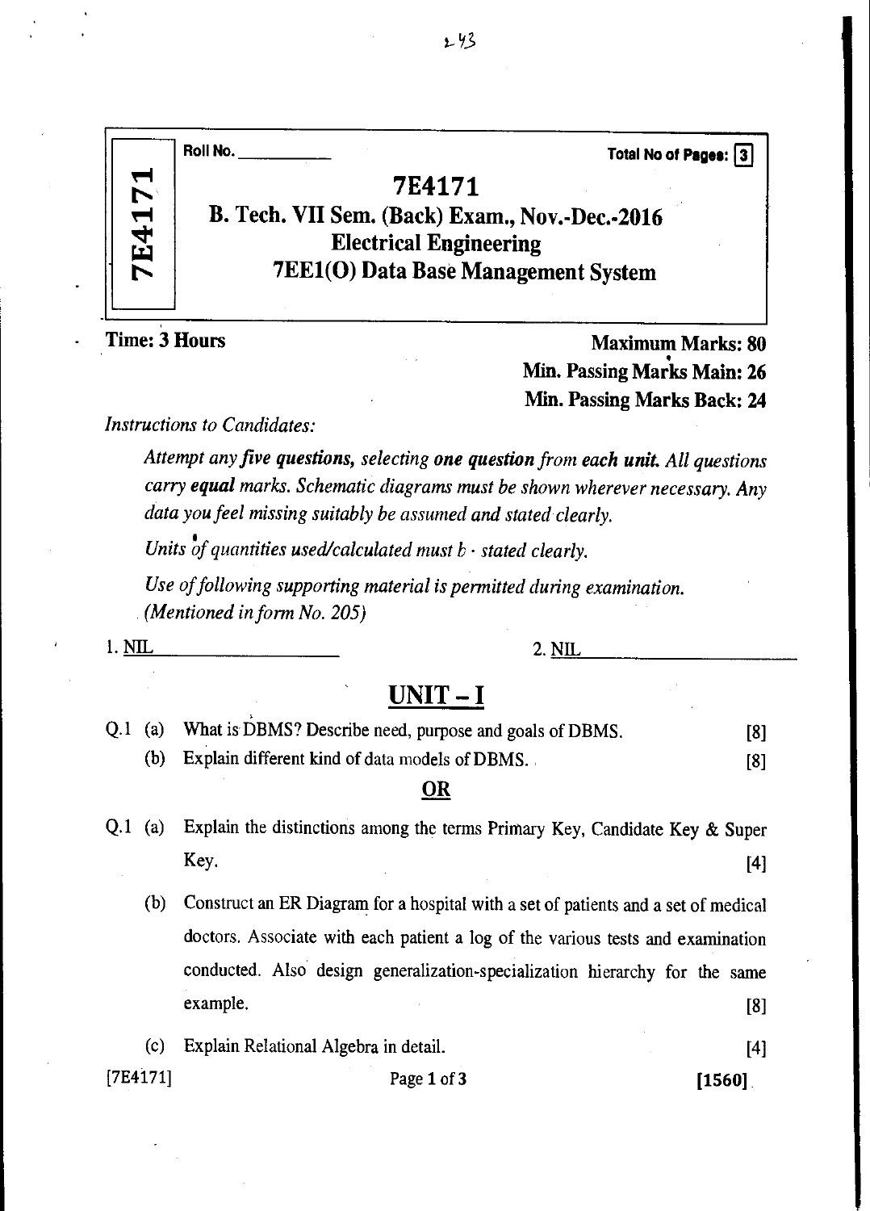Roll No. \_\_\_\_\_\_\_\_\_\_ Total No of Pages: 3

# 7E4171

## B. Tech. VII Sem. (Back) Exam., Nov.-Dec.-2016
## Electrical Engineering
## 7EE1(O) Data Base Management System

**Time: 3 Hours** **Maximum Marks: 80**
**Min. Passing Marks Main: 26**
**Min. Passing Marks Back: 24**

*Instructions to Candidates:*

*Attempt any **five questions**, selecting **one question** from **each unit**. All questions carry **equal** marks. Schematic diagrams must be shown wherever necessary. Any data you feel missing suitably be assumed and stated clearly.*

*Units of quantities used/calculated must b · stated clearly.*

*Use of following supporting material is permitted during examination. (Mentioned in form No. 205)*

1. NIL 2. NIL

## UNIT – I

Q.1 (a) What is DBMS? Describe need, purpose and goals of DBMS. [8]

(b) Explain different kind of data models of DBMS. [8]

**OR**

Q.1 (a) Explain the distinctions among the terms Primary Key, Candidate Key & Super Key. [4]

(b) Construct an ER Diagram for a hospital with a set of patients and a set of medical doctors. Associate with each patient a log of the various tests and examination conducted. Also design generalization-specialization hierarchy for the same example. [8]

(c) Explain Relational Algebra in detail. [4]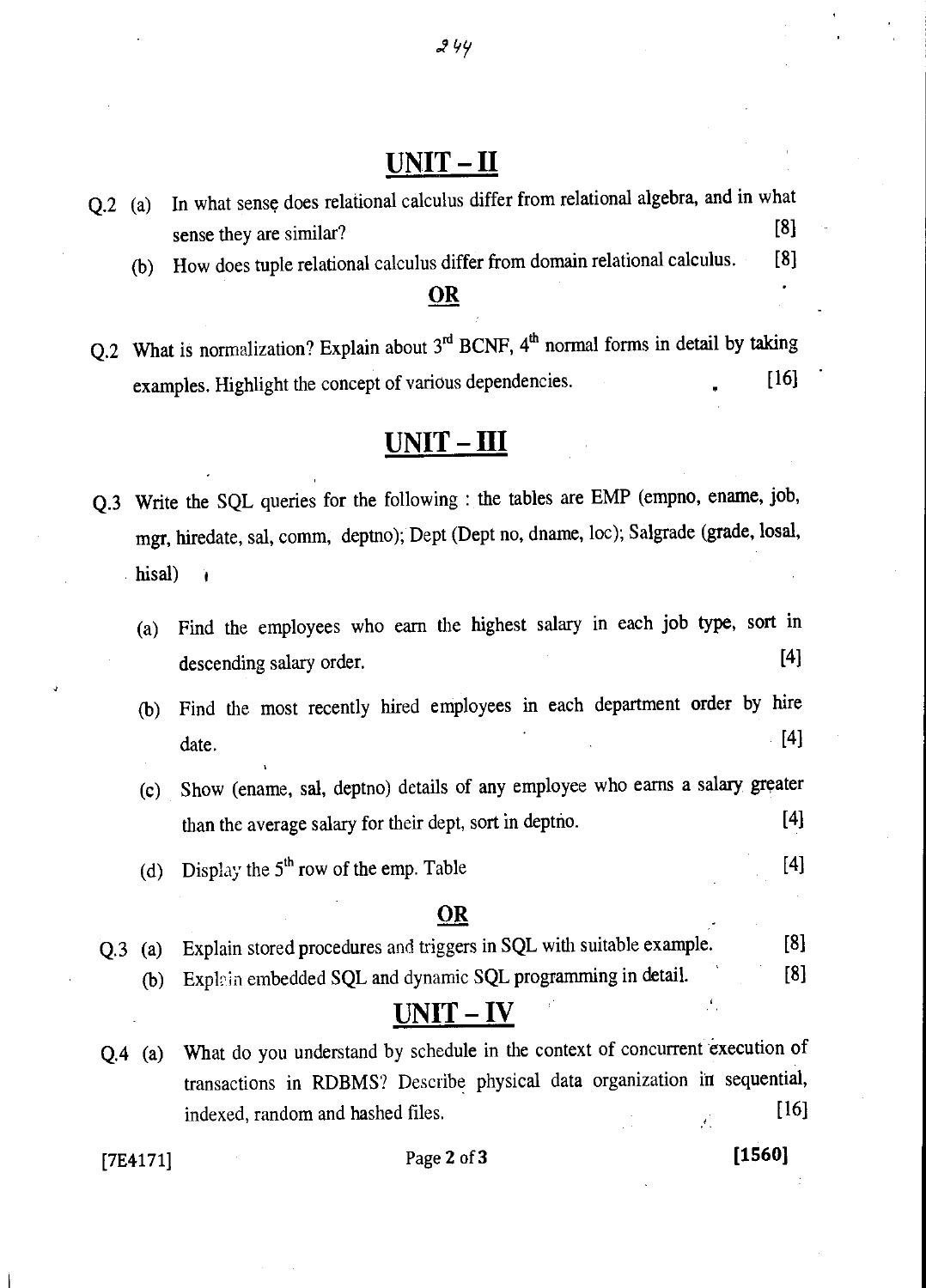## UNIT – II

Q.2 (a) In what sense does relational calculus differ from relational algebra, and in what sense they are similar? [8]

(b) How does tuple relational calculus differ from domain relational calculus. [8]

**OR**

Q.2 What is normalization? Explain about 3rd BCNF, 4th normal forms in detail by taking examples. Highlight the concept of various dependencies. [16]

## UNIT – III

Q.3 Write the SQL queries for the following : the tables are EMP (empno, ename, job, mgr, hiredate, sal, comm, deptno); Dept (Dept no, dname, loc); Salgrade (grade, losal, hisal)

(a) Find the employees who earn the highest salary in each job type, sort in descending salary order. [4]

(b) Find the most recently hired employees in each department order by hire date. [4]

(c) Show (ename, sal, deptno) details of any employee who earns a salary greater than the average salary for their dept, sort in deptno. [4]

(d) Display the 5th row of the emp. Table [4]

**OR**

Q.3 (a) Explain stored procedures and triggers in SQL with suitable example. [8]

(b) Explain embedded SQL and dynamic SQL programming in detail. [8]

## UNIT – IV

Q.4 (a) What do you understand by schedule in the context of concurrent execution of transactions in RDBMS? Describe physical data organization in sequential, indexed, random and hashed files. [16]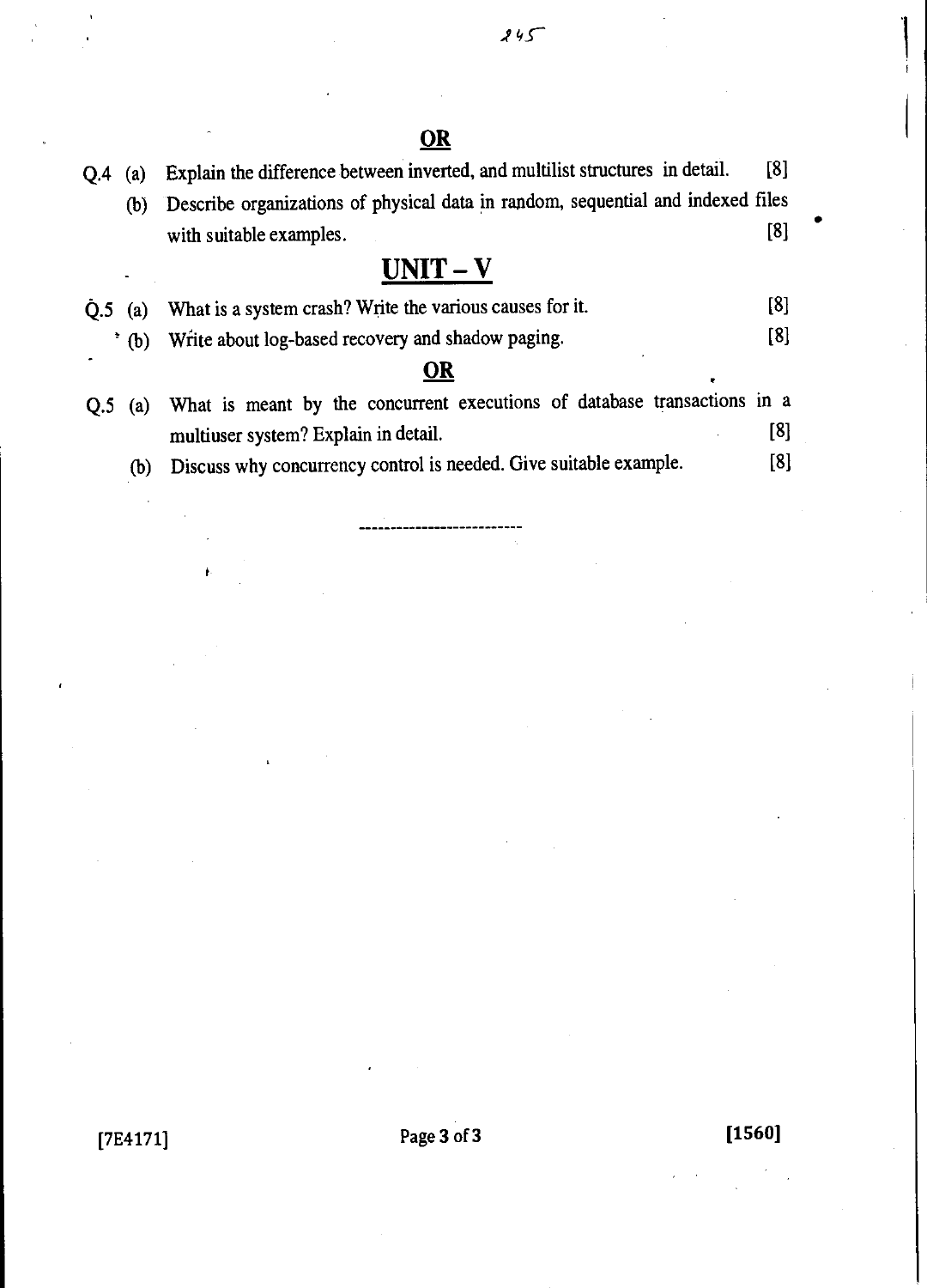**OR**

Q.4 (a) Explain the difference between inverted, and multilist structures in detail. [8]

(b) Describe organizations of physical data in random, sequential and indexed files with suitable examples. [8]

## UNIT – V

Q.5 (a) What is a system crash? Write the various causes for it. [8]

(b) Write about log-based recovery and shadow paging. [8]

**OR**

Q.5 (a) What is meant by the concurrent executions of database transactions in a multiuser system? Explain in detail. [8]

(b) Discuss why concurrency control is needed. Give suitable example. [8]

---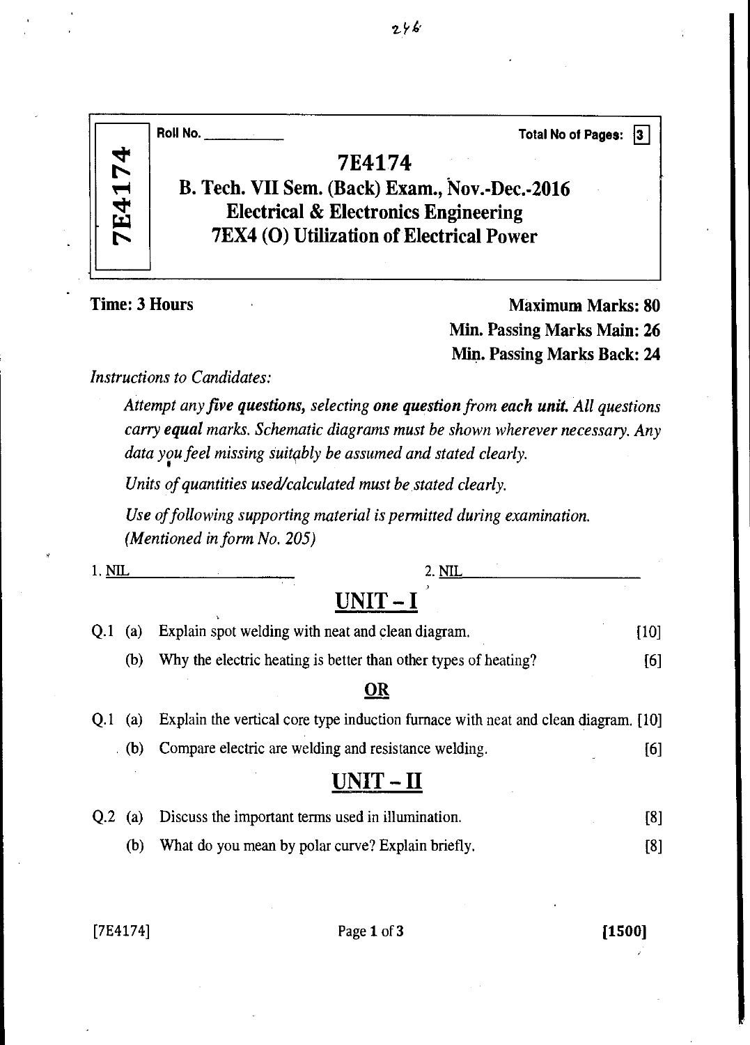Roll No. \_\_\_\_\_\_\_\_\_\_ Total No of Pages: 3

# 7E4174

## B. Tech. VII Sem. (Back) Exam., Nov.-Dec.-2016
## Electrical & Electronics Engineering
## 7EX4 (O) Utilization of Electrical Power

**Time: 3 Hours** **Maximum Marks: 80**

**Min. Passing Marks Main: 26**

**Min. Passing Marks Back: 24**

*Instructions to Candidates:*

*Attempt any **five questions,** selecting **one question** from **each unit.** All questions carry **equal** marks. Schematic diagrams must be shown wherever necessary. Any data you feel missing suitably be assumed and stated clearly.*

*Units of quantities used/calculated must be stated clearly.*

*Use of following supporting material is permitted during examination. (Mentioned in form No. 205)*

1. NIL 2. NIL

## UNIT – I

Q.1 (a) Explain spot welding with neat and clean diagram. [10]

(b) Why the electric heating is better than other types of heating? [6]

**OR**

Q.1 (a) Explain the vertical core type induction furnace with neat and clean diagram. [10]

(b) Compare electric are welding and resistance welding. [6]

## UNIT – II

Q.2 (a) Discuss the important terms used in illumination. [8]

(b) What do you mean by polar curve? Explain briefly. [8]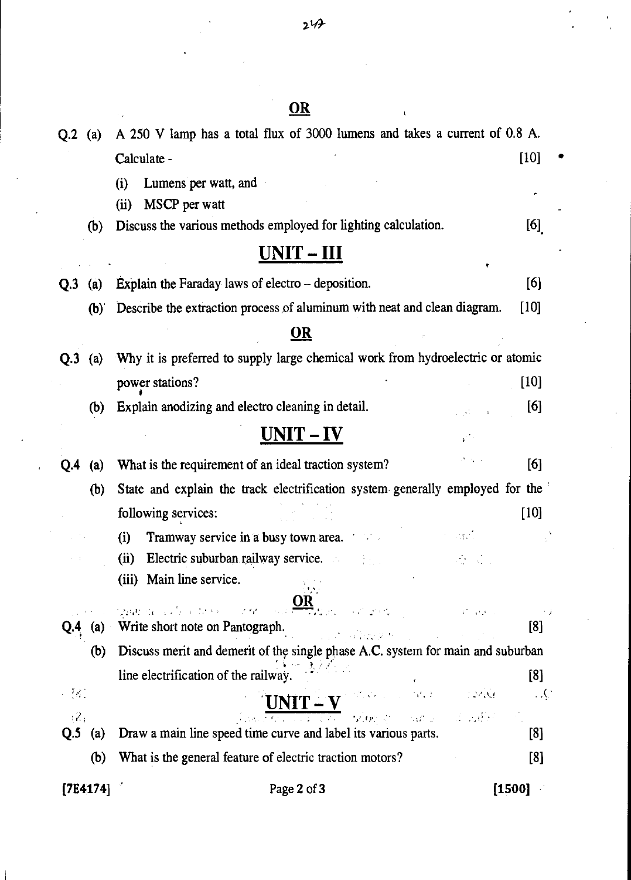## OR

Q.2 (a) A 250 V lamp has a total flux of 3000 lumens and takes a current of 0.8 A. Calculate - [10]

(i) Lumens per watt, and

(ii) MSCP per watt

(b) Discuss the various methods employed for lighting calculation. [6]

## UNIT – III

Q.3 (a) Explain the Faraday laws of electro – deposition. [6]

(b) Describe the extraction process of aluminum with neat and clean diagram. [10]

## OR

Q.3 (a) Why it is preferred to supply large chemical work from hydroelectric or atomic power stations? [10]

(b) Explain anodizing and electro cleaning in detail. [6]

## UNIT – IV

Q.4 (a) What is the requirement of an ideal traction system? [6]

(b) State and explain the track electrification system generally employed for the following services: [10]

(i) Tramway service in a busy town area.

(ii) Electric suburban railway service.

(iii) Main line service.

## OR

Q.4 (a) Write short note on Pantograph. [8]

(b) Discuss merit and demerit of the single phase A.C. system for main and suburban line electrification of the railway. [8]

## UNIT – V

Q.5 (a) Draw a main line speed time curve and label its various parts. [8]

(b) What is the general feature of electric traction motors? [8]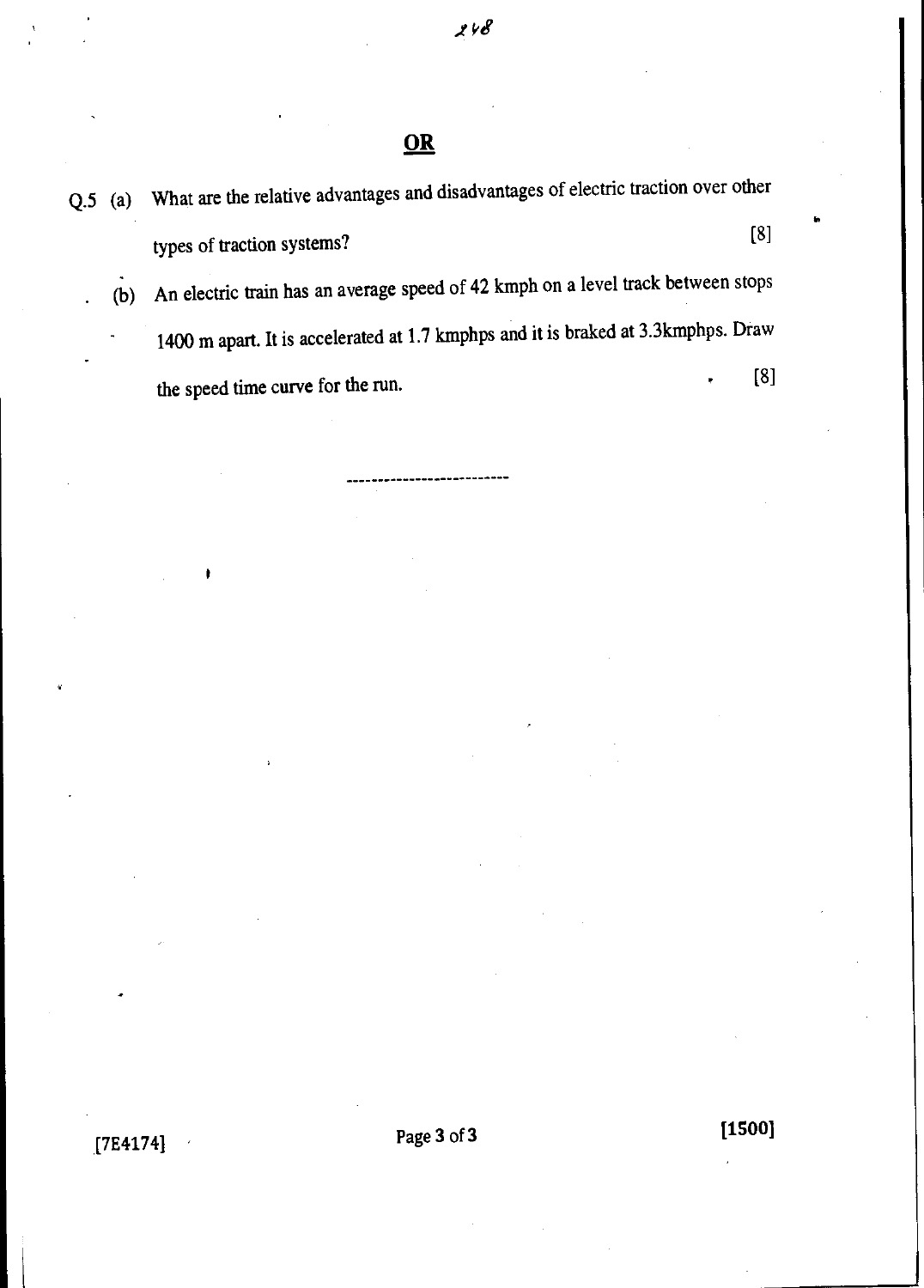**OR**

Q.5 (a) What are the relative advantages and disadvantages of electric traction over other types of traction systems? [8]

(b) An electric train has an average speed of 42 kmph on a level track between stops 1400 m apart. It is accelerated at 1.7 kmphps and it is braked at 3.3kmphps. Draw the speed time curve for the run. [8]

---